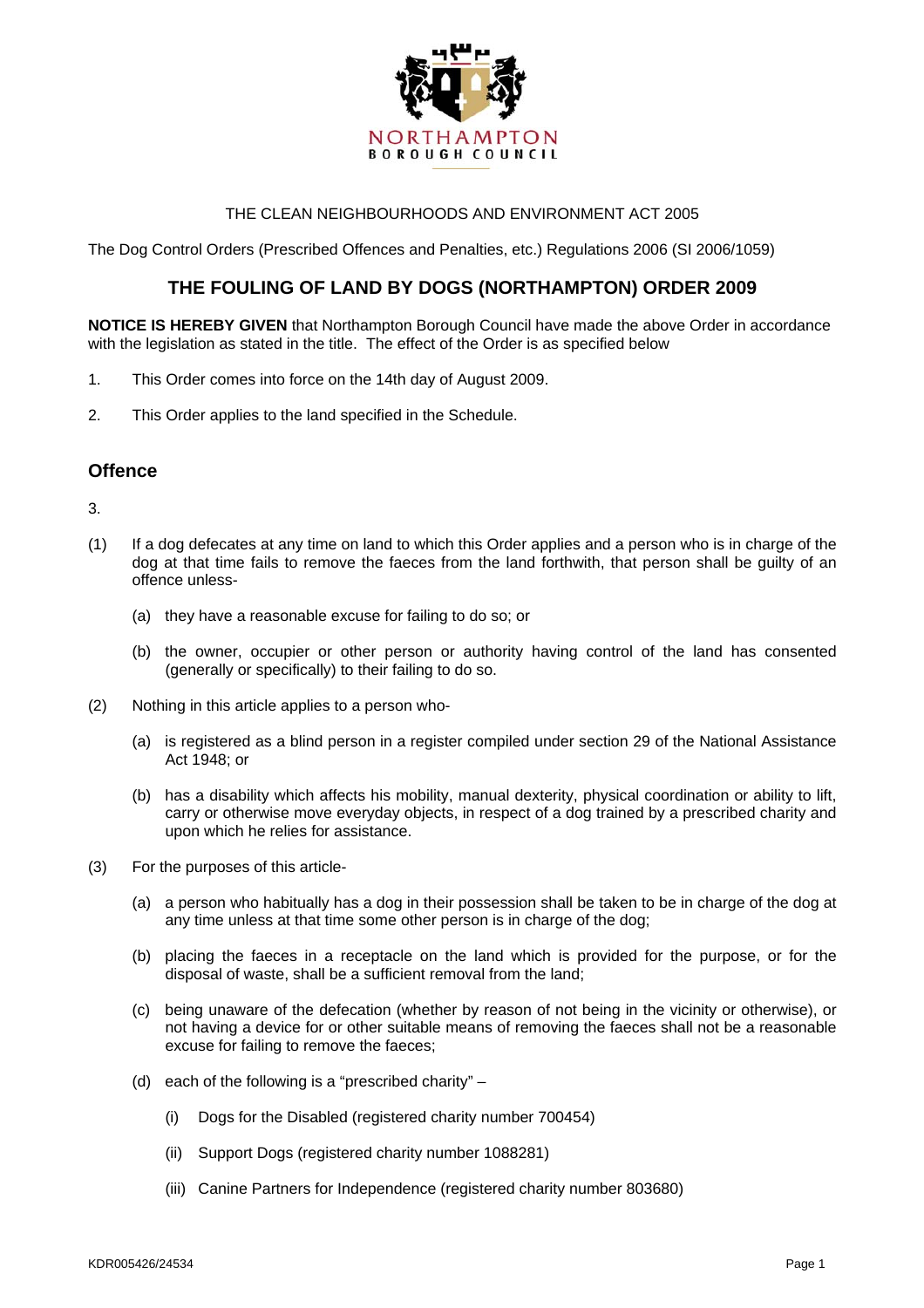NORTHAMPTON BOROUGH COUNCIL

THE CLEAN NEIGHBOURHOODS AND ENVIRONMENT ACT 2005

The Dog Control Orders (Prescribed Offences and Penalties, etc.) Regulations 2006 (SI 2006/1059)

# THE FOULING OF LAND BY DOGS (NORTHAMPTON) ORDER 2009

**NOTICE IS HEREBY GIVEN** that Northampton Borough Council have made the above Order in accordance with the legislation as stated in the title. The effect of the Order is as specified below

1. This Order comes into force on the 14th day of August 2009.

2. This Order applies to the land specified in the Schedule.

## Offence

3.

(1) If a dog defecates at any time on land to which this Order applies and a person who is in charge of the dog at that time fails to remove the faeces from the land forthwith, that person shall be guilty of an offence unless-

- (a) they have a reasonable excuse for failing to do so; or
- (b) the owner, occupier or other person or authority having control of the land has consented (generally or specifically) to their failing to do so.

(2) Nothing in this article applies to a person who-

- (a) is registered as a blind person in a register compiled under section 29 of the National Assistance Act 1948; or
- (b) has a disability which affects his mobility, manual dexterity, physical coordination or ability to lift, carry or otherwise move everyday objects, in respect of a dog trained by a prescribed charity and upon which he relies for assistance.

(3) For the purposes of this article-

- (a) a person who habitually has a dog in their possession shall be taken to be in charge of the dog at any time unless at that time some other person is in charge of the dog;
- (b) placing the faeces in a receptacle on the land which is provided for the purpose, or for the disposal of waste, shall be a sufficient removal from the land;
- (c) being unaware of the defecation (whether by reason of not being in the vicinity or otherwise), or not having a device for or other suitable means of removing the faeces shall not be a reasonable excuse for failing to remove the faeces;
- (d) each of the following is a "prescribed charity" –
  - (i) Dogs for the Disabled (registered charity number 700454)
  - (ii) Support Dogs (registered charity number 1088281)
  - (iii) Canine Partners for Independence (registered charity number 803680)

KDR005426/24534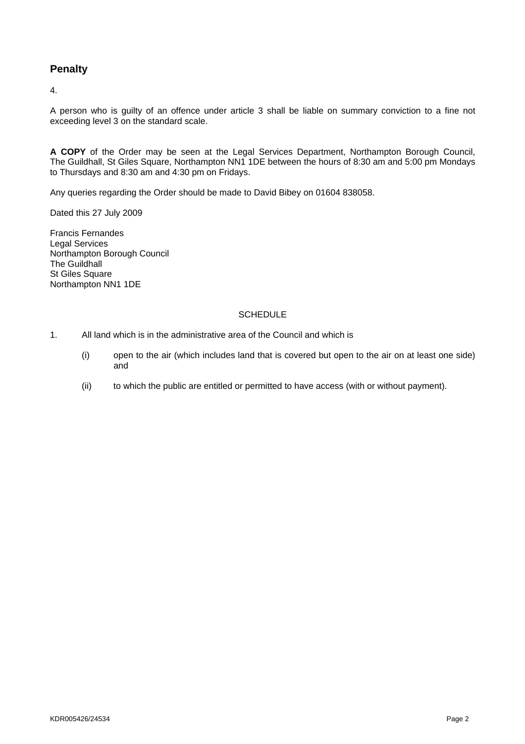## Penalty

4.

A person who is guilty of an offence under article 3 shall be liable on summary conviction to a fine not exceeding level 3 on the standard scale.

**A COPY** of the Order may be seen at the Legal Services Department, Northampton Borough Council, The Guildhall, St Giles Square, Northampton NN1 1DE between the hours of 8:30 am and 5:00 pm Mondays to Thursdays and 8:30 am and 4:30 pm on Fridays.

Any queries regarding the Order should be made to David Bibey on 01604 838058.

Dated this 27 July 2009

Francis Fernandes
Legal Services
Northampton Borough Council
The Guildhall
St Giles Square
Northampton NN1 1DE

SCHEDULE

1. All land which is in the administrative area of the Council and which is

   (i) open to the air (which includes land that is covered but open to the air on at least one side) and

   (ii) to which the public are entitled or permitted to have access (with or without payment).

KDR005426/24534